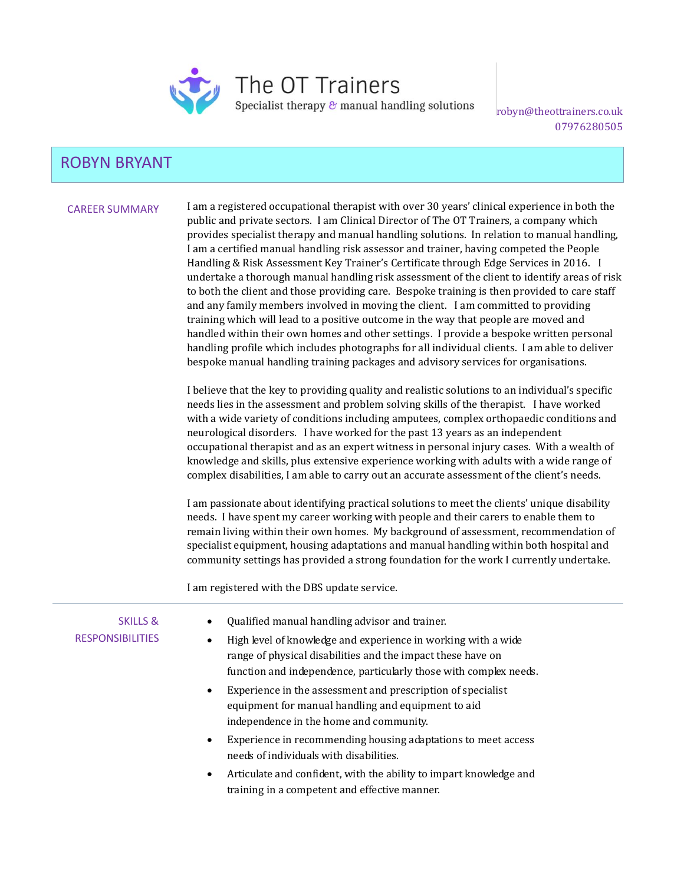The OT Trainers
Specialist therapy & manual handling solutions

robyn@theottrainers.co.uk
07976280505

# ROBYN BRYANT

## CAREER SUMMARY

I am a registered occupational therapist with over 30 years' clinical experience in both the public and private sectors. I am Clinical Director of The OT Trainers, a company which provides specialist therapy and manual handling solutions. In relation to manual handling, I am a certified manual handling risk assessor and trainer, having competed the People Handling & Risk Assessment Key Trainer's Certificate through Edge Services in 2016. I undertake a thorough manual handling risk assessment of the client to identify areas of risk to both the client and those providing care. Bespoke training is then provided to care staff and any family members involved in moving the client. I am committed to providing training which will lead to a positive outcome in the way that people are moved and handled within their own homes and other settings. I provide a bespoke written personal handling profile which includes photographs for all individual clients. I am able to deliver bespoke manual handling training packages and advisory services for organisations.

I believe that the key to providing quality and realistic solutions to an individual's specific needs lies in the assessment and problem solving skills of the therapist. I have worked with a wide variety of conditions including amputees, complex orthopaedic conditions and neurological disorders. I have worked for the past 13 years as an independent occupational therapist and as an expert witness in personal injury cases. With a wealth of knowledge and skills, plus extensive experience working with adults with a wide range of complex disabilities, I am able to carry out an accurate assessment of the client's needs.

I am passionate about identifying practical solutions to meet the clients' unique disability needs. I have spent my career working with people and their carers to enable them to remain living within their own homes. My background of assessment, recommendation of specialist equipment, housing adaptations and manual handling within both hospital and community settings has provided a strong foundation for the work I currently undertake.

I am registered with the DBS update service.

## SKILLS & RESPONSIBILITIES

- Qualified manual handling advisor and trainer.
- High level of knowledge and experience in working with a wide range of physical disabilities and the impact these have on function and independence, particularly those with complex needs.
- Experience in the assessment and prescription of specialist equipment for manual handling and equipment to aid independence in the home and community.
- Experience in recommending housing adaptations to meet access needs of individuals with disabilities.
- Articulate and confident, with the ability to impart knowledge and training in a competent and effective manner.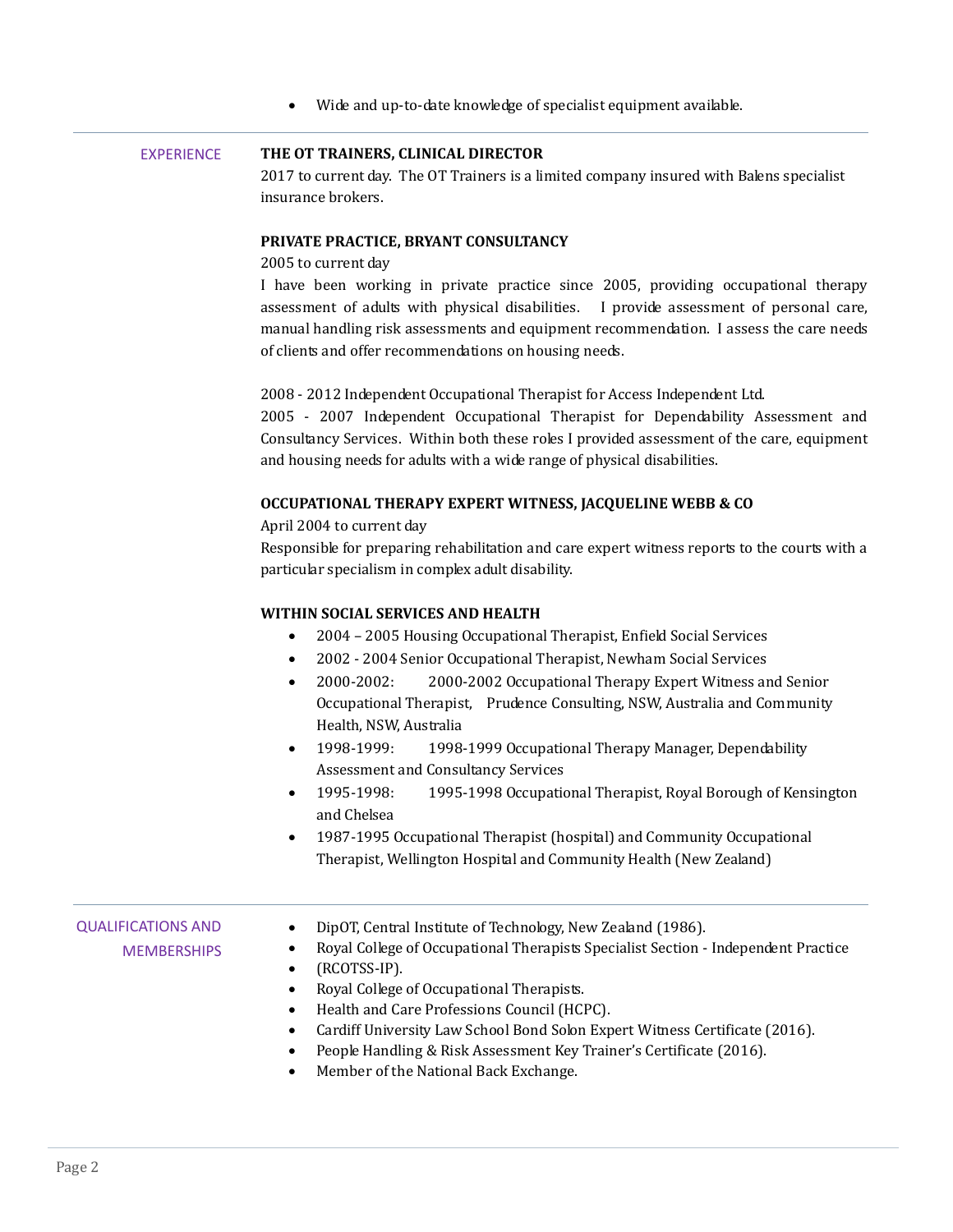- Wide and up-to-date knowledge of specialist equipment available.

## EXPERIENCE

**THE OT TRAINERS, CLINICAL DIRECTOR**

2017 to current day. The OT Trainers is a limited company insured with Balens specialist insurance brokers.

**PRIVATE PRACTICE, BRYANT CONSULTANCY**

2005 to current day

I have been working in private practice since 2005, providing occupational therapy assessment of adults with physical disabilities. I provide assessment of personal care, manual handling risk assessments and equipment recommendation. I assess the care needs of clients and offer recommendations on housing needs.

2008 - 2012 Independent Occupational Therapist for Access Independent Ltd.

2005 - 2007 Independent Occupational Therapist for Dependability Assessment and Consultancy Services. Within both these roles I provided assessment of the care, equipment and housing needs for adults with a wide range of physical disabilities.

**OCCUPATIONAL THERAPY EXPERT WITNESS, JACQUELINE WEBB & CO**

April 2004 to current day

Responsible for preparing rehabilitation and care expert witness reports to the courts with a particular specialism in complex adult disability.

**WITHIN SOCIAL SERVICES AND HEALTH**

- 2004 – 2005 Housing Occupational Therapist, Enfield Social Services
- 2002 - 2004 Senior Occupational Therapist, Newham Social Services
- 2000-2002: 2000-2002 Occupational Therapy Expert Witness and Senior Occupational Therapist, Prudence Consulting, NSW, Australia and Community Health, NSW, Australia
- 1998-1999: 1998-1999 Occupational Therapy Manager, Dependability Assessment and Consultancy Services
- 1995-1998: 1995-1998 Occupational Therapist, Royal Borough of Kensington and Chelsea
- 1987-1995 Occupational Therapist (hospital) and Community Occupational Therapist, Wellington Hospital and Community Health (New Zealand)

## QUALIFICATIONS AND MEMBERSHIPS

- DipOT, Central Institute of Technology, New Zealand (1986).
- Royal College of Occupational Therapists Specialist Section - Independent Practice
- (RCOTSS-IP).
- Royal College of Occupational Therapists.
- Health and Care Professions Council (HCPC).
- Cardiff University Law School Bond Solon Expert Witness Certificate (2016).
- People Handling & Risk Assessment Key Trainer's Certificate (2016).
- Member of the National Back Exchange.